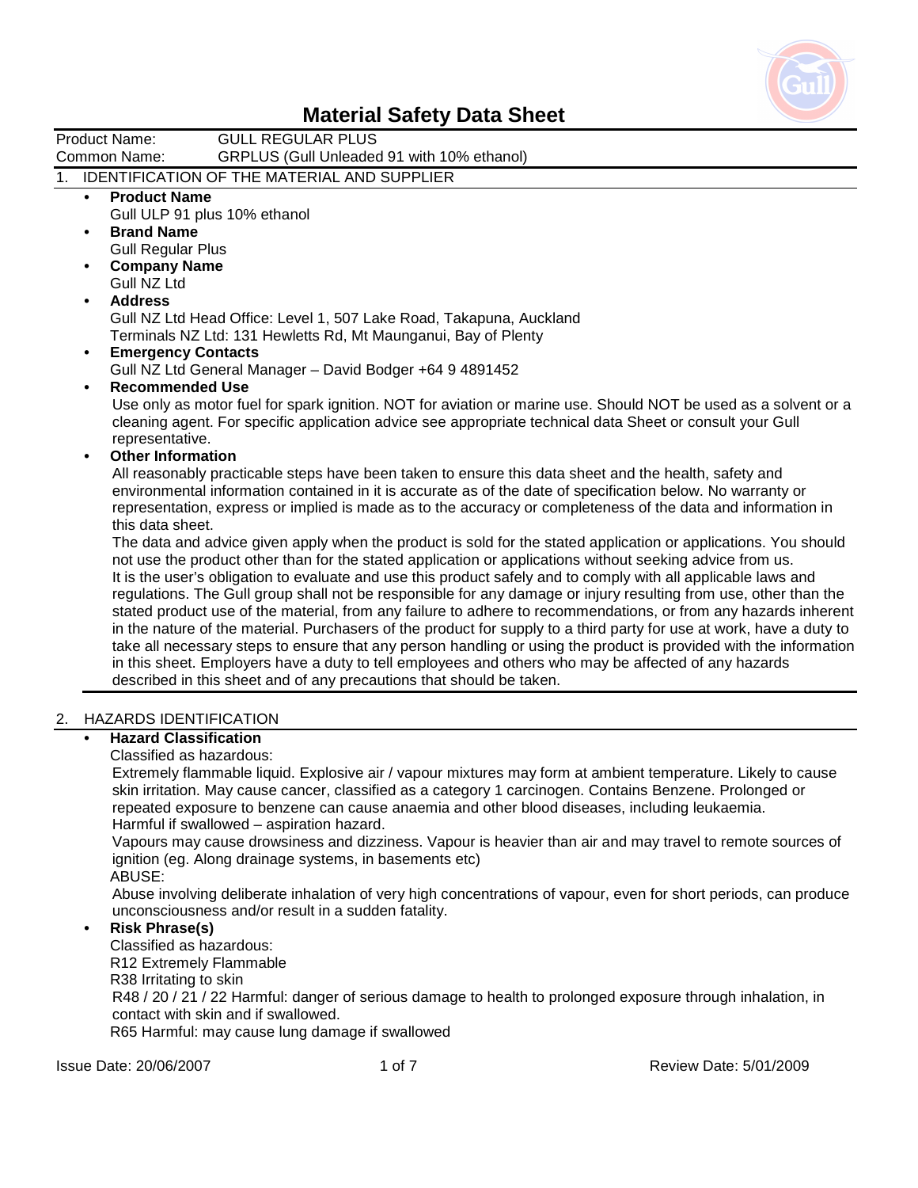# Material Safety Data Sheet

Product Name: GULL REGULAR PLUS
Common Name: GRPLUS (Gull Unleaded 91 with 10% ethanol)

## 1. IDENTIFICATION OF THE MATERIAL AND SUPPLIER

- **Product Name**
  Gull ULP 91 plus 10% ethanol
- **Brand Name**
  Gull Regular Plus
- **Company Name**
  Gull NZ Ltd
- **Address**
  Gull NZ Ltd Head Office: Level 1, 507 Lake Road, Takapuna, Auckland
  Terminals NZ Ltd: 131 Hewletts Rd, Mt Maunganui, Bay of Plenty
- **Emergency Contacts**
  Gull NZ Ltd General Manager – David Bodger +64 9 4891452
- **Recommended Use**
  Use only as motor fuel for spark ignition. NOT for aviation or marine use. Should NOT be used as a solvent or a cleaning agent. For specific application advice see appropriate technical data Sheet or consult your Gull representative.
- **Other Information**
  All reasonably practicable steps have been taken to ensure this data sheet and the health, safety and environmental information contained in it is accurate as of the date of specification below. No warranty or representation, express or implied is made as to the accuracy or completeness of the data and information in this data sheet.
  The data and advice given apply when the product is sold for the stated application or applications. You should not use the product other than for the stated application or applications without seeking advice from us.
  It is the user's obligation to evaluate and use this product safely and to comply with all applicable laws and regulations. The Gull group shall not be responsible for any damage or injury resulting from use, other than the stated product use of the material, from any failure to adhere to recommendations, or from any hazards inherent in the nature of the material. Purchasers of the product for supply to a third party for use at work, have a duty to take all necessary steps to ensure that any person handling or using the product is provided with the information in this sheet. Employers have a duty to tell employees and others who may be affected of any hazards described in this sheet and of any precautions that should be taken.

## 2. HAZARDS IDENTIFICATION

- **Hazard Classification**
  Classified as hazardous:
  Extremely flammable liquid. Explosive air / vapour mixtures may form at ambient temperature. Likely to cause skin irritation. May cause cancer, classified as a category 1 carcinogen. Contains Benzene. Prolonged or repeated exposure to benzene can cause anaemia and other blood diseases, including leukaemia.
  Harmful if swallowed – aspiration hazard.
  Vapours may cause drowsiness and dizziness. Vapour is heavier than air and may travel to remote sources of ignition (eg. Along drainage systems, in basements etc)
  ABUSE:
  Abuse involving deliberate inhalation of very high concentrations of vapour, even for short periods, can produce unconsciousness and/or result in a sudden fatality.
- **Risk Phrase(s)**
  Classified as hazardous:
  R12 Extremely Flammable
  R38 Irritating to skin
  R48 / 20 / 21 / 22 Harmful: danger of serious damage to health to prolonged exposure through inhalation, in contact with skin and if swallowed.
  R65 Harmful: may cause lung damage if swallowed

Issue Date: 20/06/2007 Review Date: 5/01/2009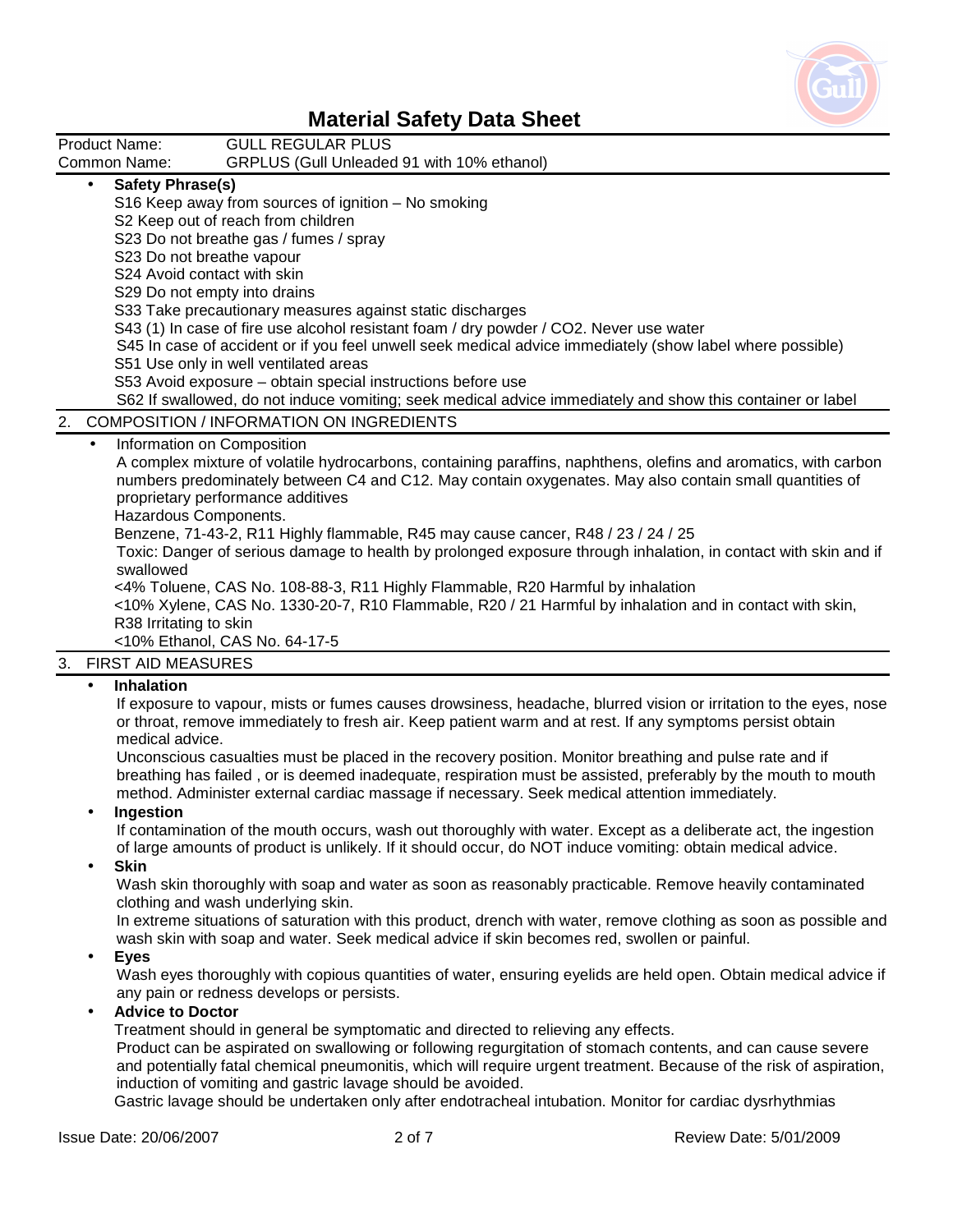# Material Safety Data Sheet

Product Name: GULL REGULAR PLUS
Common Name: GRPLUS (Gull Unleaded 91 with 10% ethanol)

- **Safety Phrase(s)**
  S16 Keep away from sources of ignition – No smoking
  S2 Keep out of reach from children
  S23 Do not breathe gas / fumes / spray
  S23 Do not breathe vapour
  S24 Avoid contact with skin
  S29 Do not empty into drains
  S33 Take precautionary measures against static discharges
  S43 (1) In case of fire use alcohol resistant foam / dry powder / CO2. Never use water
  S45 In case of accident or if you feel unwell seek medical advice immediately (show label where possible)
  S51 Use only in well ventilated areas
  S53 Avoid exposure – obtain special instructions before use
  S62 If swallowed, do not induce vomiting; seek medical advice immediately and show this container or label

## 2. COMPOSITION / INFORMATION ON INGREDIENTS

- Information on Composition
  A complex mixture of volatile hydrocarbons, containing paraffins, naphthens, olefins and aromatics, with carbon numbers predominately between C4 and C12. May contain oxygenates. May also contain small quantities of proprietary performance additives
  Hazardous Components.
  Benzene, 71-43-2, R11 Highly flammable, R45 may cause cancer, R48 / 23 / 24 / 25
  Toxic: Danger of serious damage to health by prolonged exposure through inhalation, in contact with skin and if swallowed
  <4% Toluene, CAS No. 108-88-3, R11 Highly Flammable, R20 Harmful by inhalation
  <10% Xylene, CAS No. 1330-20-7, R10 Flammable, R20 / 21 Harmful by inhalation and in contact with skin, R38 Irritating to skin
  <10% Ethanol, CAS No. 64-17-5

## 3. FIRST AID MEASURES

- **Inhalation**
  If exposure to vapour, mists or fumes causes drowsiness, headache, blurred vision or irritation to the eyes, nose or throat, remove immediately to fresh air. Keep patient warm and at rest. If any symptoms persist obtain medical advice.
  Unconscious casualties must be placed in the recovery position. Monitor breathing and pulse rate and if breathing has failed , or is deemed inadequate, respiration must be assisted, preferably by the mouth to mouth method. Administer external cardiac massage if necessary. Seek medical attention immediately.
- **Ingestion**
  If contamination of the mouth occurs, wash out thoroughly with water. Except as a deliberate act, the ingestion of large amounts of product is unlikely. If it should occur, do NOT induce vomiting: obtain medical advice.
- **Skin**
  Wash skin thoroughly with soap and water as soon as reasonably practicable. Remove heavily contaminated clothing and wash underlying skin.
  In extreme situations of saturation with this product, drench with water, remove clothing as soon as possible and wash skin with soap and water. Seek medical advice if skin becomes red, swollen or painful.
- **Eyes**
  Wash eyes thoroughly with copious quantities of water, ensuring eyelids are held open. Obtain medical advice if any pain or redness develops or persists.
- **Advice to Doctor**
  Treatment should in general be symptomatic and directed to relieving any effects.
  Product can be aspirated on swallowing or following regurgitation of stomach contents, and can cause severe and potentially fatal chemical pneumonitis, which will require urgent treatment. Because of the risk of aspiration, induction of vomiting and gastric lavage should be avoided.
  Gastric lavage should be undertaken only after endotracheal intubation. Monitor for cardiac dysrhythmias

Issue Date: 20/06/2007 Review Date: 5/01/2009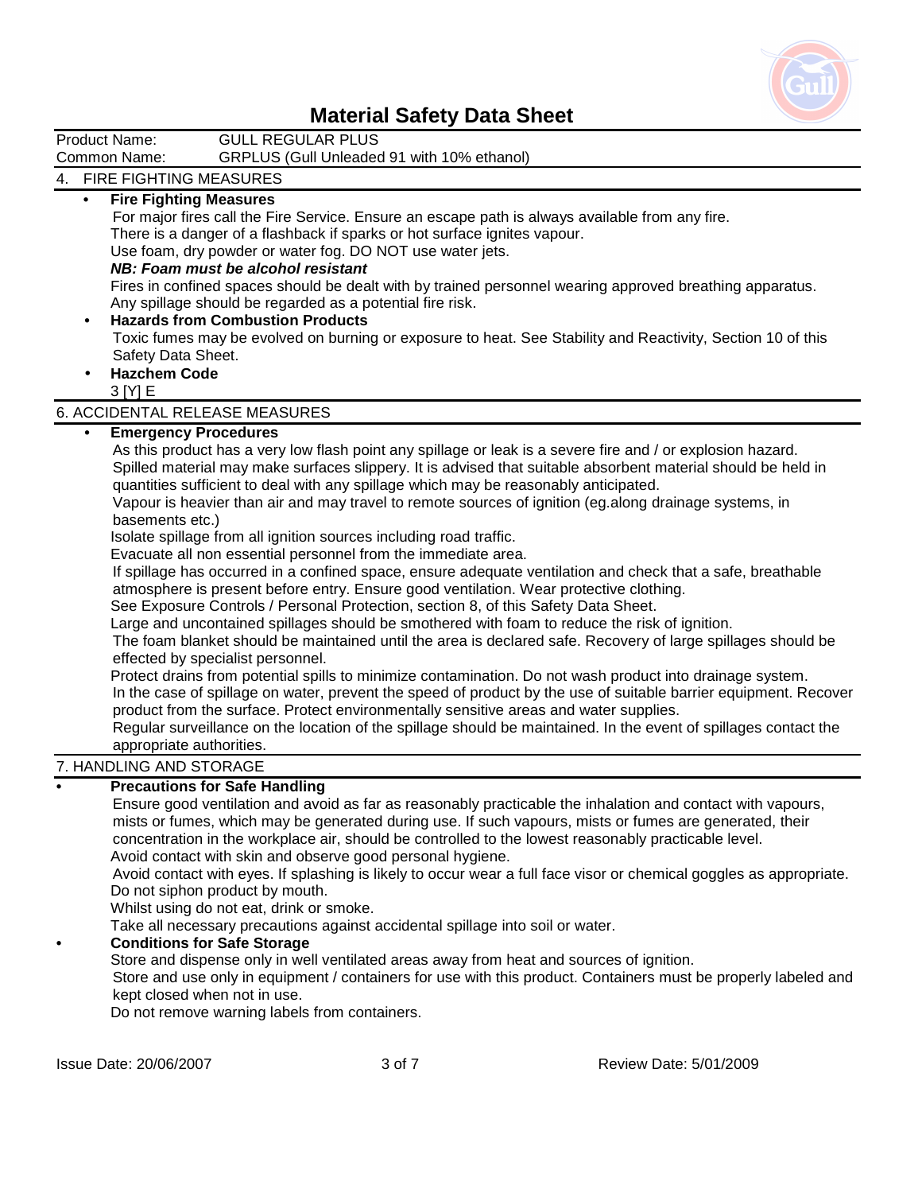# Material Safety Data Sheet

Product Name: GULL REGULAR PLUS
Common Name: GRPLUS (Gull Unleaded 91 with 10% ethanol)

## 4. FIRE FIGHTING MEASURES

- **Fire Fighting Measures**
  For major fires call the Fire Service. Ensure an escape path is always available from any fire.
  There is a danger of a flashback if sparks or hot surface ignites vapour.
  Use foam, dry powder or water fog. DO NOT use water jets.
  ***NB: Foam must be alcohol resistant***
  Fires in confined spaces should be dealt with by trained personnel wearing approved breathing apparatus.
  Any spillage should be regarded as a potential fire risk.
- **Hazards from Combustion Products**
  Toxic fumes may be evolved on burning or exposure to heat. See Stability and Reactivity, Section 10 of this Safety Data Sheet.
- **Hazchem Code**
  3 [Y] E

## 6. ACCIDENTAL RELEASE MEASURES

- **Emergency Procedures**
  As this product has a very low flash point any spillage or leak is a severe fire and / or explosion hazard.
  Spilled material may make surfaces slippery. It is advised that suitable absorbent material should be held in quantities sufficient to deal with any spillage which may be reasonably anticipated.
  Vapour is heavier than air and may travel to remote sources of ignition (eg.along drainage systems, in basements etc.)
  Isolate spillage from all ignition sources including road traffic.
  Evacuate all non essential personnel from the immediate area.
  If spillage has occurred in a confined space, ensure adequate ventilation and check that a safe, breathable atmosphere is present before entry. Ensure good ventilation. Wear protective clothing.
  See Exposure Controls / Personal Protection, section 8, of this Safety Data Sheet.
  Large and uncontained spillages should be smothered with foam to reduce the risk of ignition.
  The foam blanket should be maintained until the area is declared safe. Recovery of large spillages should be effected by specialist personnel.
  Protect drains from potential spills to minimize contamination. Do not wash product into drainage system.
  In the case of spillage on water, prevent the speed of product by the use of suitable barrier equipment. Recover product from the surface. Protect environmentally sensitive areas and water supplies.
  Regular surveillance on the location of the spillage should be maintained. In the event of spillages contact the appropriate authorities.

## 7. HANDLING AND STORAGE

- **Precautions for Safe Handling**
  Ensure good ventilation and avoid as far as reasonably practicable the inhalation and contact with vapours, mists or fumes, which may be generated during use. If such vapours, mists or fumes are generated, their concentration in the workplace air, should be controlled to the lowest reasonably practicable level.
  Avoid contact with skin and observe good personal hygiene.
  Avoid contact with eyes. If splashing is likely to occur wear a full face visor or chemical goggles as appropriate.
  Do not siphon product by mouth.
  Whilst using do not eat, drink or smoke.
  Take all necessary precautions against accidental spillage into soil or water.
- **Conditions for Safe Storage**
  Store and dispense only in well ventilated areas away from heat and sources of ignition.
  Store and use only in equipment / containers for use with this product. Containers must be properly labeled and kept closed when not in use.
  Do not remove warning labels from containers.

Issue Date: 20/06/2007 Review Date: 5/01/2009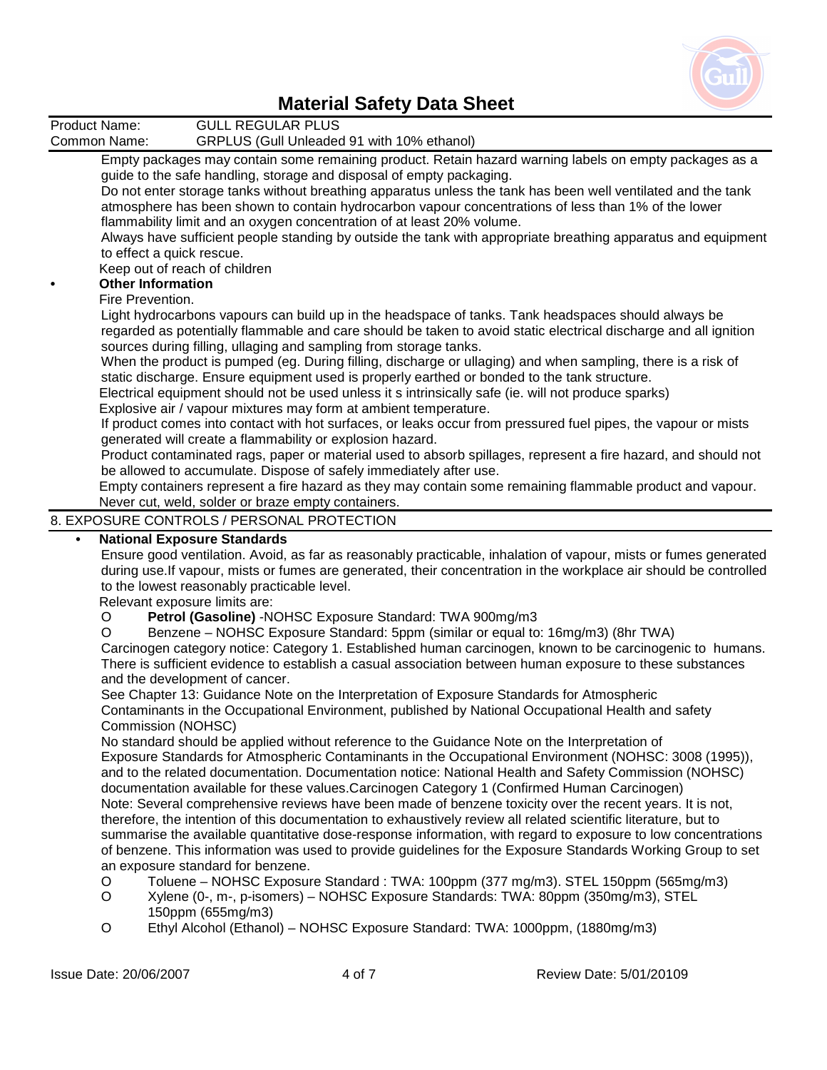Empty packages may contain some remaining product. Retain hazard warning labels on empty packages as a guide to the safe handling, storage and disposal of empty packaging.

Do not enter storage tanks without breathing apparatus unless the tank has been well ventilated and the tank atmosphere has been shown to contain hydrocarbon vapour concentrations of less than 1% of the lower flammability limit and an oxygen concentration of at least 20% volume.

Always have sufficient people standing by outside the tank with appropriate breathing apparatus and equipment to effect a quick rescue.

Keep out of reach of children

- **Other Information**

Fire Prevention.

Light hydrocarbons vapours can build up in the headspace of tanks. Tank headspaces should always be regarded as potentially flammable and care should be taken to avoid static electrical discharge and all ignition sources during filling, ullaging and sampling from storage tanks.

When the product is pumped (eg. During filling, discharge or ullaging) and when sampling, there is a risk of static discharge. Ensure equipment used is properly earthed or bonded to the tank structure.

Electrical equipment should not be used unless it s intrinsically safe (ie. will not produce sparks)

Explosive air / vapour mixtures may form at ambient temperature.

If product comes into contact with hot surfaces, or leaks occur from pressured fuel pipes, the vapour or mists generated will create a flammability or explosion hazard.

Product contaminated rags, paper or material used to absorb spillages, represent a fire hazard, and should not be allowed to accumulate. Dispose of safely immediately after use.

Empty containers represent a fire hazard as they may contain some remaining flammable product and vapour. Never cut, weld, solder or braze empty containers.

## 8. EXPOSURE CONTROLS / PERSONAL PROTECTION

- **National Exposure Standards**

Ensure good ventilation. Avoid, as far as reasonably practicable, inhalation of vapour, mists or fumes generated during use.If vapour, mists or fumes are generated, their concentration in the workplace air should be controlled to the lowest reasonably practicable level.

Relevant exposure limits are:

- **Petrol (Gasoline)** -NOHSC Exposure Standard: TWA 900mg/m3
- Benzene – NOHSC Exposure Standard: 5ppm (similar or equal to: 16mg/m3) (8hr TWA)

Carcinogen category notice: Category 1. Established human carcinogen, known to be carcinogenic to humans. There is sufficient evidence to establish a casual association between human exposure to these substances and the development of cancer.

See Chapter 13: Guidance Note on the Interpretation of Exposure Standards for Atmospheric Contaminants in the Occupational Environment, published by National Occupational Health and safety Commission (NOHSC)

No standard should be applied without reference to the Guidance Note on the Interpretation of Exposure Standards for Atmospheric Contaminants in the Occupational Environment (NOHSC: 3008 (1995)), and to the related documentation. Documentation notice: National Health and Safety Commission (NOHSC) documentation available for these values.Carcinogen Category 1 (Confirmed Human Carcinogen)

Note: Several comprehensive reviews have been made of benzene toxicity over the recent years. It is not, therefore, the intention of this documentation to exhaustively review all related scientific literature, but to summarise the available quantitative dose-response information, with regard to exposure to low concentrations of benzene. This information was used to provide guidelines for the Exposure Standards Working Group to set an exposure standard for benzene.

- Toluene – NOHSC Exposure Standard : TWA: 100ppm (377 mg/m3). STEL 150ppm (565mg/m3)
- Xylene (0-, m-, p-isomers) – NOHSC Exposure Standards: TWA: 80ppm (350mg/m3), STEL 150ppm (655mg/m3)
- Ethyl Alcohol (Ethanol) – NOHSC Exposure Standard: TWA: 1000ppm, (1880mg/m3)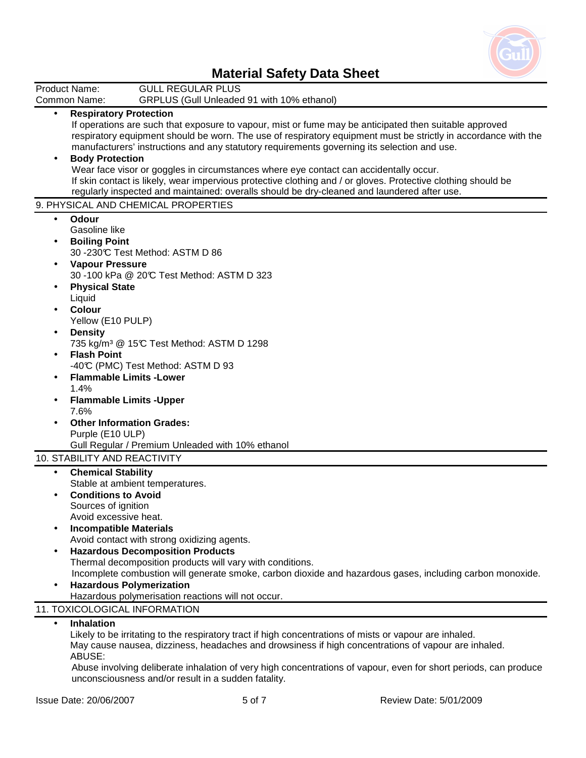- **Respiratory Protection**
  If operations are such that exposure to vapour, mist or fume may be anticipated then suitable approved respiratory equipment should be worn. The use of respiratory equipment must be strictly in accordance with the manufacturers' instructions and any statutory requirements governing its selection and use.
- **Body Protection**
  Wear face visor or goggles in circumstances where eye contact can accidentally occur.
  If skin contact is likely, wear impervious protective clothing and / or gloves. Protective clothing should be regularly inspected and maintained: overalls should be dry-cleaned and laundered after use.

## 9. PHYSICAL AND CHEMICAL PROPERTIES

- **Odour**
  Gasoline like
- **Boiling Point**
  30 -230℃ Test Method: ASTM D 86
- **Vapour Pressure**
  30 -100 kPa @ 20℃ Test Method: ASTM D 323
- **Physical State**
  Liquid
- **Colour**
  Yellow (E10 PULP)
- **Density**
  735 kg/m³ @ 15℃ Test Method: ASTM D 1298
- **Flash Point**
  -40℃ (PMC) Test Method: ASTM D 93
- **Flammable Limits -Lower**
  1.4%
- **Flammable Limits -Upper**
  7.6%
- **Other Information Grades:**
  Purple (E10 ULP)
  Gull Regular / Premium Unleaded with 10% ethanol

## 10. STABILITY AND REACTIVITY

- **Chemical Stability**
  Stable at ambient temperatures.
- **Conditions to Avoid**
  Sources of ignition
  Avoid excessive heat.
- **Incompatible Materials**
  Avoid contact with strong oxidizing agents.
- **Hazardous Decomposition Products**
  Thermal decomposition products will vary with conditions.
  Incomplete combustion will generate smoke, carbon dioxide and hazardous gases, including carbon monoxide.
- **Hazardous Polymerization**
  Hazardous polymerisation reactions will not occur.

## 11. TOXICOLOGICAL INFORMATION

- **Inhalation**
  Likely to be irritating to the respiratory tract if high concentrations of mists or vapour are inhaled.
  May cause nausea, dizziness, headaches and drowsiness if high concentrations of vapour are inhaled.
  ABUSE:
  Abuse involving deliberate inhalation of very high concentrations of vapour, even for short periods, can produce unconsciousness and/or result in a sudden fatality.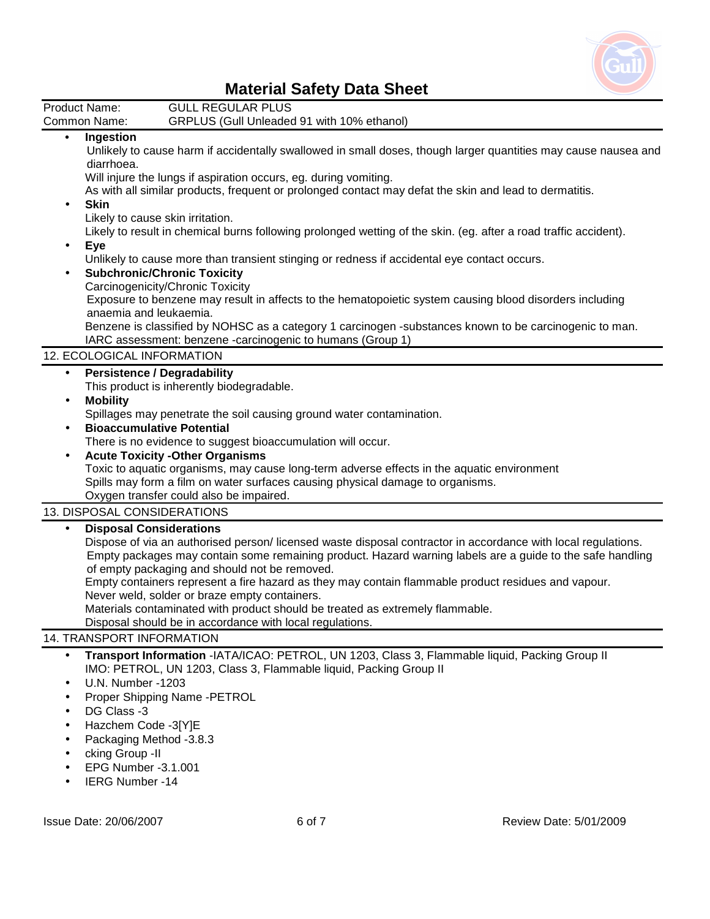# Material Safety Data Sheet

| Product Name: | GULL REGULAR PLUS |
|---|---|
| Common Name: | GRPLUS (Gull Unleaded 91 with 10% ethanol) |

- **Ingestion**
  Unlikely to cause harm if accidentally swallowed in small doses, though larger quantities may cause nausea and diarrhoea.
  Will injure the lungs if aspiration occurs, eg. during vomiting.
  As with all similar products, frequent or prolonged contact may defat the skin and lead to dermatitis.
- **Skin**
  Likely to cause skin irritation.
  Likely to result in chemical burns following prolonged wetting of the skin. (eg. after a road traffic accident).
- **Eye**
  Unlikely to cause more than transient stinging or redness if accidental eye contact occurs.
- **Subchronic/Chronic Toxicity**
  Carcinogenicity/Chronic Toxicity
  Exposure to benzene may result in affects to the hematopoietic system causing blood disorders including anaemia and leukaemia.
  Benzene is classified by NOHSC as a category 1 carcinogen -substances known to be carcinogenic to man.
  IARC assessment: benzene -carcinogenic to humans (Group 1)

## 12. ECOLOGICAL INFORMATION

- **Persistence / Degradability**
  This product is inherently biodegradable.
- **Mobility**
  Spillages may penetrate the soil causing ground water contamination.
- **Bioaccumulative Potential**
  There is no evidence to suggest bioaccumulation will occur.
- **Acute Toxicity -Other Organisms**
  Toxic to aquatic organisms, may cause long-term adverse effects in the aquatic environment
  Spills may form a film on water surfaces causing physical damage to organisms.
  Oxygen transfer could also be impaired.

## 13. DISPOSAL CONSIDERATIONS

- **Disposal Considerations**
  Dispose of via an authorised person/ licensed waste disposal contractor in accordance with local regulations.
  Empty packages may contain some remaining product. Hazard warning labels are a guide to the safe handling of empty packaging and should not be removed.
  Empty containers represent a fire hazard as they may contain flammable product residues and vapour.
  Never weld, solder or braze empty containers.
  Materials contaminated with product should be treated as extremely flammable.
  Disposal should be in accordance with local regulations.

## 14. TRANSPORT INFORMATION

- **Transport Information** -IATA/ICAO: PETROL, UN 1203, Class 3, Flammable liquid, Packing Group II
  IMO: PETROL, UN 1203, Class 3, Flammable liquid, Packing Group II
- U.N. Number -1203
- Proper Shipping Name -PETROL
- DG Class -3
- Hazchem Code -3[Y]E
- Packaging Method -3.8.3
- cking Group -II
- EPG Number -3.1.001
- IERG Number -14

Issue Date: 20/06/2007 Review Date: 5/01/2009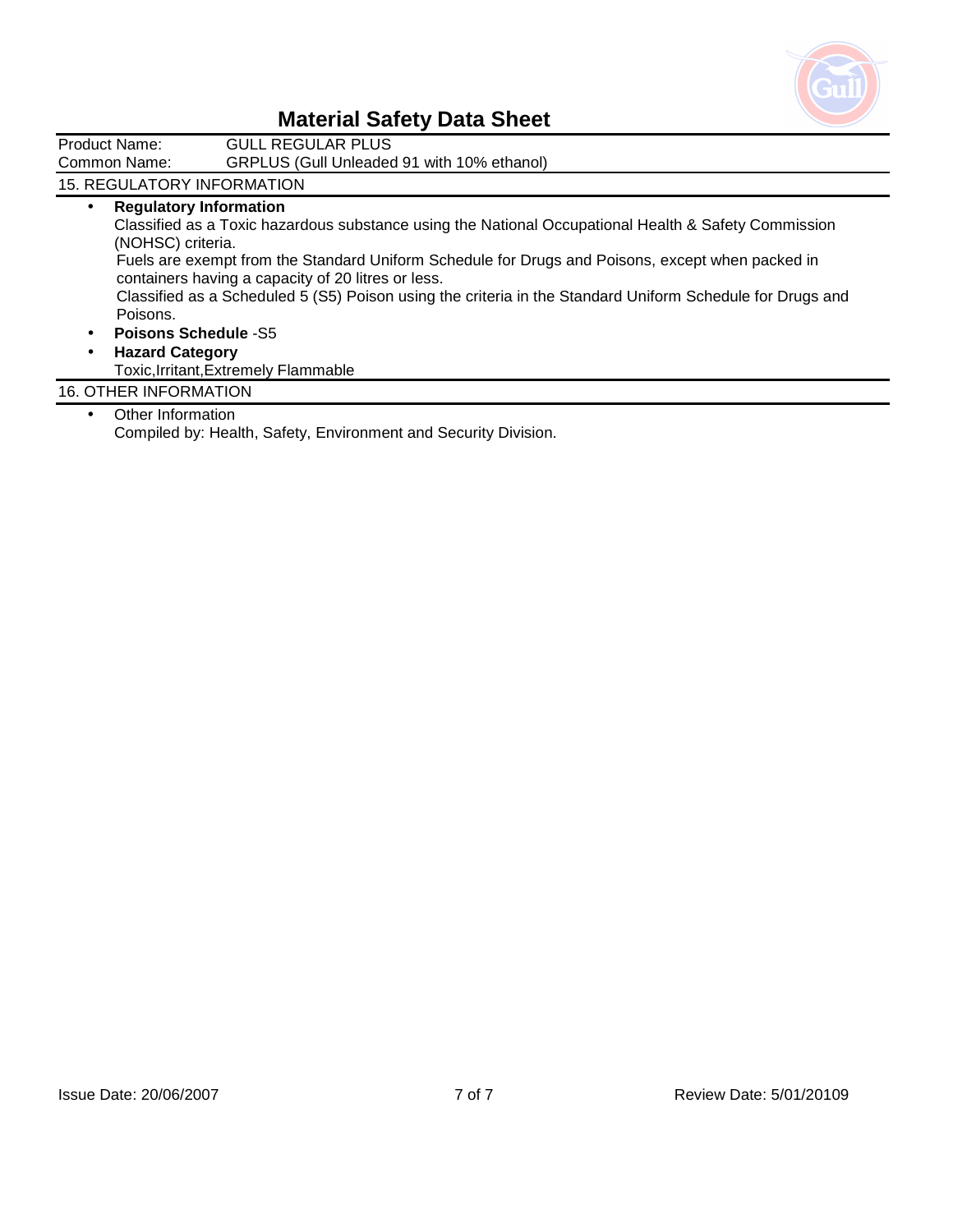# Material Safety Data Sheet

Product Name: GULL REGULAR PLUS
Common Name: GRPLUS (Gull Unleaded 91 with 10% ethanol)

## 15. REGULATORY INFORMATION

- **Regulatory Information**
  Classified as a Toxic hazardous substance using the National Occupational Health & Safety Commission (NOHSC) criteria.
  Fuels are exempt from the Standard Uniform Schedule for Drugs and Poisons, except when packed in containers having a capacity of 20 litres or less.
  Classified as a Scheduled 5 (S5) Poison using the criteria in the Standard Uniform Schedule for Drugs and Poisons.
- **Poisons Schedule** -S5
- **Hazard Category**
  Toxic,Irritant,Extremely Flammable

## 16. OTHER INFORMATION

- Other Information
  Compiled by: Health, Safety, Environment and Security Division.

Issue Date: 20/06/2007

Review Date: 5/01/20109